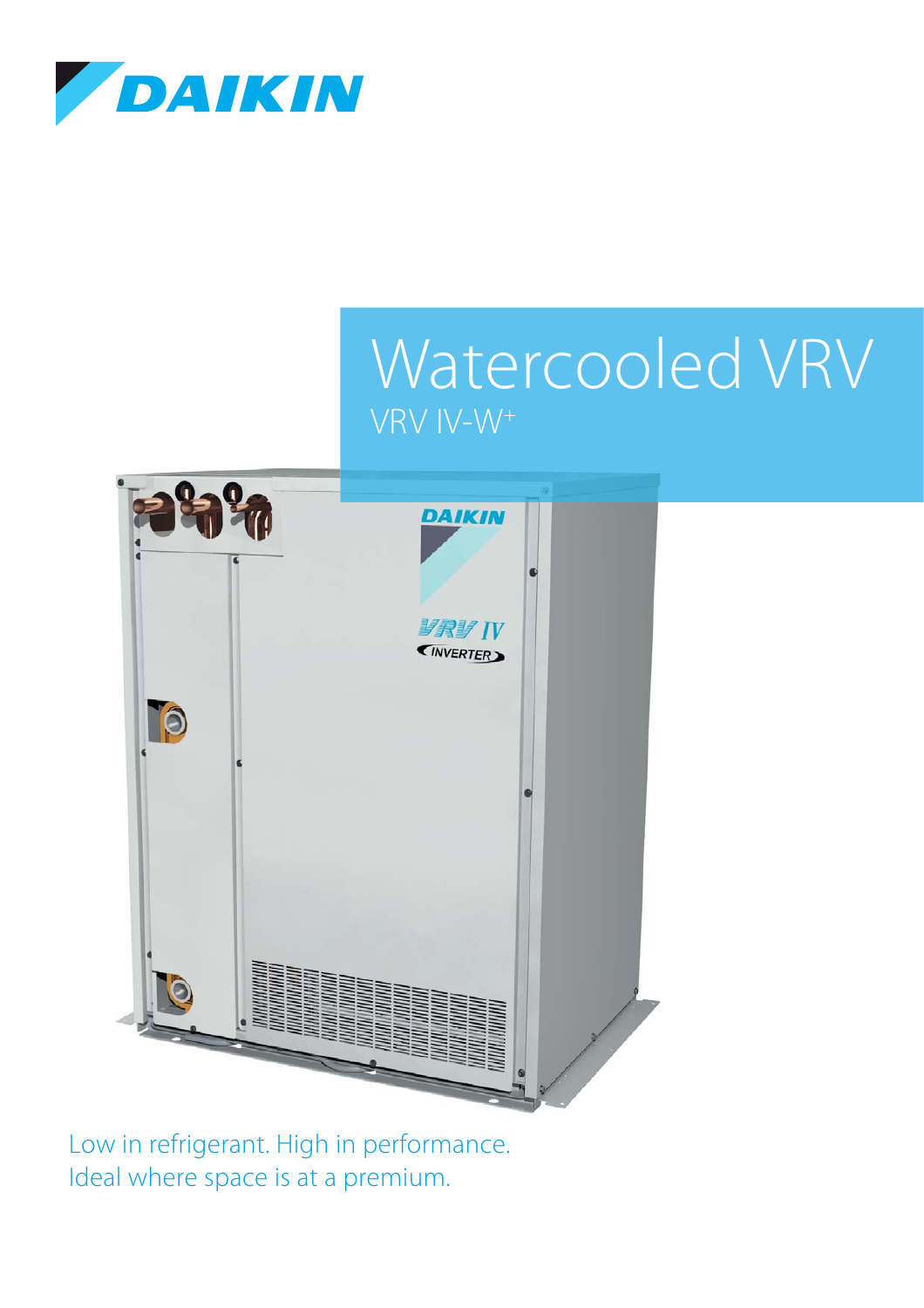# Watercooled VRV

## VRV IV-W$^+$

Low in refrigerant. High in performance.
Ideal where space is at a premium.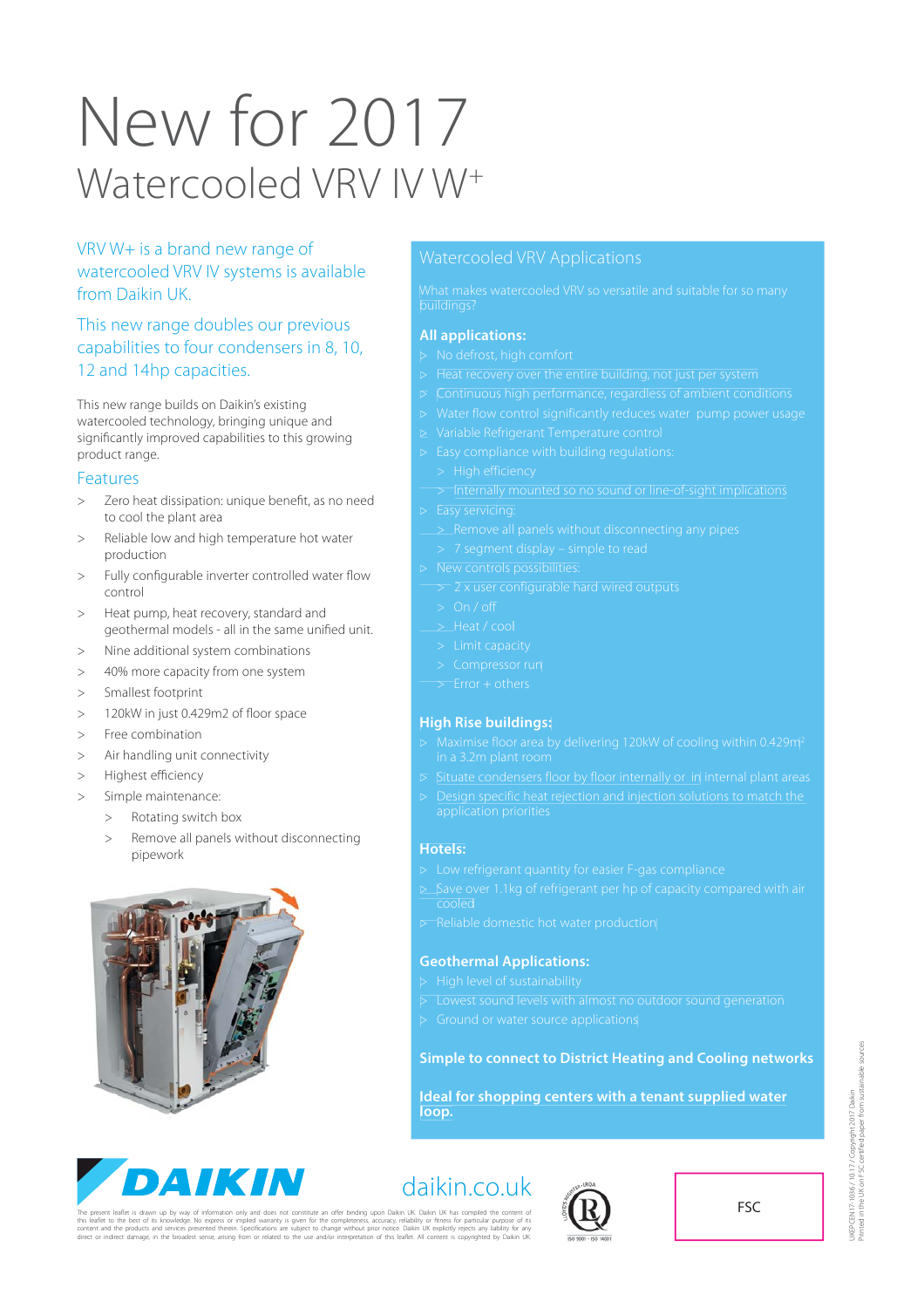# New for 2017

## Watercooled VRV IV W+

VRV W+ is a brand new range of watercooled VRV IV systems is available from Daikin UK.

This new range doubles our previous capabilities to four condensers in 8, 10, 12 and 14hp capacities.

This new range builds on Daikin's existing watercooled technology, bringing unique and significantly improved capabilities to this growing product range.

### Features

- Zero heat dissipation: unique benefit, as no need to cool the plant area
- Reliable low and high temperature hot water production
- Fully configurable inverter controlled water flow control
- Heat pump, heat recovery, standard and geothermal models - all in the same unified unit.
- Nine additional system combinations
- 40% more capacity from one system
- Smallest footprint
- 120kW in just 0.429m2 of floor space
- Free combination
- Air handling unit connectivity
- Highest efficiency
- Simple maintenance:
  - Rotating switch box
  - Remove all panels without disconnecting pipework

## Watercooled VRV Applications

What makes watercooled VRV so versatile and suitable for so many buildings?

**All applications:**

- No defrost, high comfort
- Heat recovery over the entire building, not just per system
- Continuous high performance, regardless of ambient conditions
- Water flow control significantly reduces water pump power usage
- Variable Refrigerant Temperature control
- Easy compliance with building regulations:
  - High efficiency
  - Internally mounted so no sound or line-of-sight implications
- Easy servicing:
  - Remove all panels without disconnecting any pipes
  - 7 segment display – simple to read
- New controls possibilities:
  - 2 x user configurable hard wired outputs
  - On / off
  - Heat / cool
  - Limit capacity
  - Compressor run
  - Error + others

**High Rise buildings:**

- Maximise floor area by delivering 120kW of cooling within 0.429m$^2$ in a 3.2m plant room
- Situate condensers floor by floor internally or in internal plant areas
- Design specific heat rejection and injection solutions to match the application priorities

**Hotels:**

- Low refrigerant quantity for easier F-gas compliance
- Save over 1.1kg of refrigerant per hp of capacity compared with air cooled
- Reliable domestic hot water production

**Geothermal Applications:**

- High level of sustainability
- Lowest sound levels with almost no outdoor sound generation
- Ground or water source applications

**Simple to connect to District Heating and Cooling networks**

**Ideal for shopping centers with a tenant supplied water loop.**

DAIKIN

daikin.co.uk

The present leaflet is drawn up by way of information only and does not constitute an offer binding upon Daikin UK. Daikin UK has compiled the content of this leaflet to the best of its knowledge. No express or implied warranty is given for the completeness, accuracy, reliability or fitness for particular purpose of its content and the products and services presented therein. Specifications are subject to change without prior notice. Daikin UK explicitly rejects any liability for any direct or indirect damage, in the broadest sense, arising from or related to the use and/or interpretation of this leaflet. All content is copyrighted by Daikin UK.

ISO 9001 - ISO 14001

FSC

UKPCEN17-1036 / 10.17 / Copyright 2017 Daikin
Printed in the UK on FSC certified paper from sustainable sources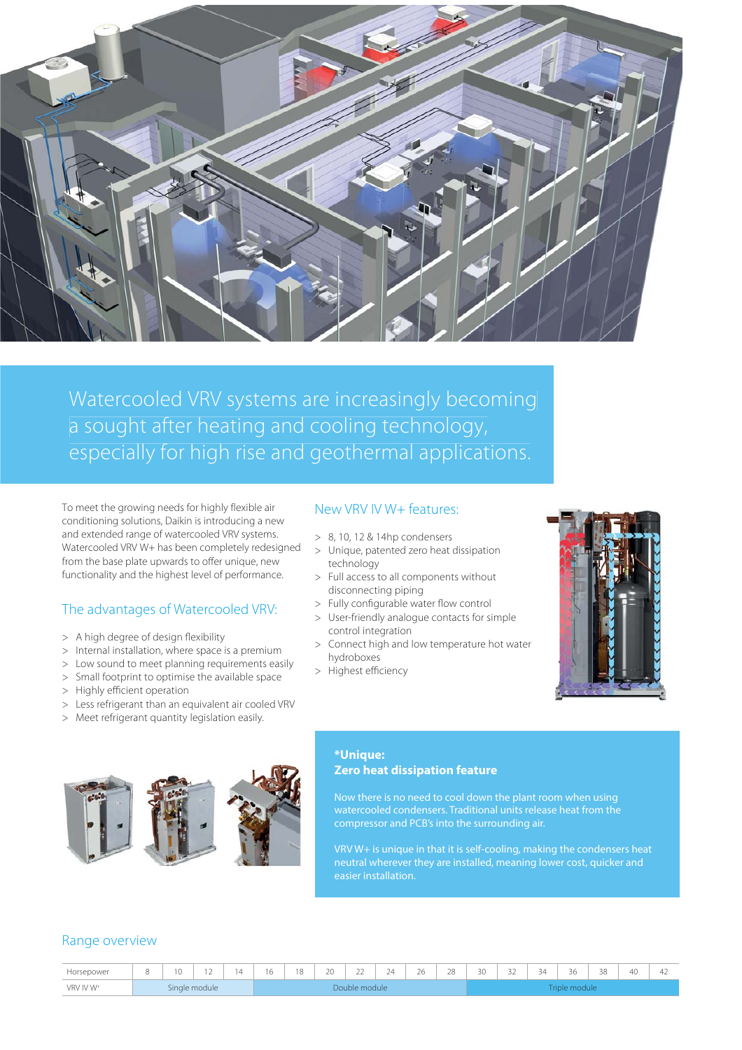Watercooled VRV systems are increasingly becoming a sought after heating and cooling technology, especially for high rise and geothermal applications.

To meet the growing needs for highly flexible air conditioning solutions, Daikin is introducing a new and extended range of watercooled VRV systems. Watercooled VRV W+ has been completely redesigned from the base plate upwards to offer unique, new functionality and the highest level of performance.

## The advantages of Watercooled VRV:

- A high degree of design flexibility
- Internal installation, where space is a premium
- Low sound to meet planning requirements easily
- Small footprint to optimise the available space
- Highly efficient operation
- Less refrigerant than an equivalent air cooled VRV
- Meet refrigerant quantity legislation easily.

## New VRV IV W+ features:

- 8, 10, 12 & 14hp condensers
- Unique, patented zero heat dissipation technology
- Full access to all components without disconnecting piping
- Fully configurable water flow control
- User-friendly analogue contacts for simple control integration
- Connect high and low temperature hot water hydroboxes
- Highest efficiency

### *Unique: Zero heat dissipation feature

Now there is no need to cool down the plant room when using watercooled condensers. Traditional units release heat from the compressor and PCB's into the surrounding air.

VRV W+ is unique in that it is self-cooling, making the condensers heat neutral wherever they are installed, meaning lower cost, quicker and easier installation.

## Range overview

| Horsepower | 8 | 10 | 12 | 14 | 16 | 18 | 20 | 22 | 24 | 26 | 28 | 30 | 32 | 34 | 36 | 38 | 40 | 42 |
|---|---|---|---|---|---|---|---|---|---|---|---|---|---|---|---|---|---|---|
| VRV IV W+ | Single module | | | | Double module | | | | | | | Triple module | | | | | | |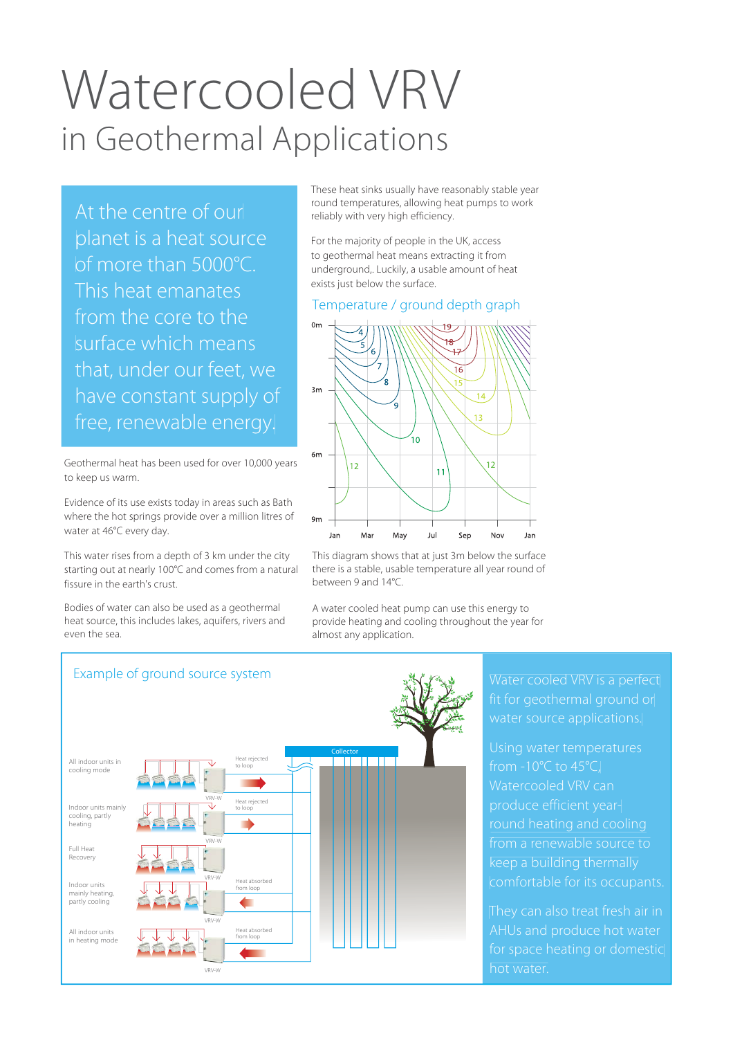# Watercooled VRV

## in Geothermal Applications

At the centre of our planet is a heat source of more than 5000°C. This heat emanates from the core to the surface which means that, under our feet, we have constant supply of free, renewable energy.

Geothermal heat has been used for over 10,000 years to keep us warm.

Evidence of its use exists today in areas such as Bath where the hot springs provide over a million litres of water at 46°C every day.

This water rises from a depth of 3 km under the city starting out at nearly 100°C and comes from a natural fissure in the earth's crust.

Bodies of water can also be used as a geothermal heat source, this includes lakes, aquifers, rivers and even the sea.

These heat sinks usually have reasonably stable year round temperatures, allowing heat pumps to work reliably with very high efficiency.

For the majority of people in the UK, access to geothermal heat means extracting it from underground,. Luckily, a usable amount of heat exists just below the surface.

### Temperature / ground depth graph

This diagram shows that at just 3m below the surface there is a stable, usable temperature all year round of between 9 and 14°C.

A water cooled heat pump can use this energy to provide heating and cooling throughout the year for almost any application.

### Example of ground source system

Water cooled VRV is a perfect fit for geothermal ground or water source applications.

Using water temperatures from -10°C to 45°C, Watercooled VRV can produce efficient year-round heating and cooling from a renewable source to keep a building thermally comfortable for its occupants.

They can also treat fresh air in AHUs and produce hot water for space heating or domestic hot water.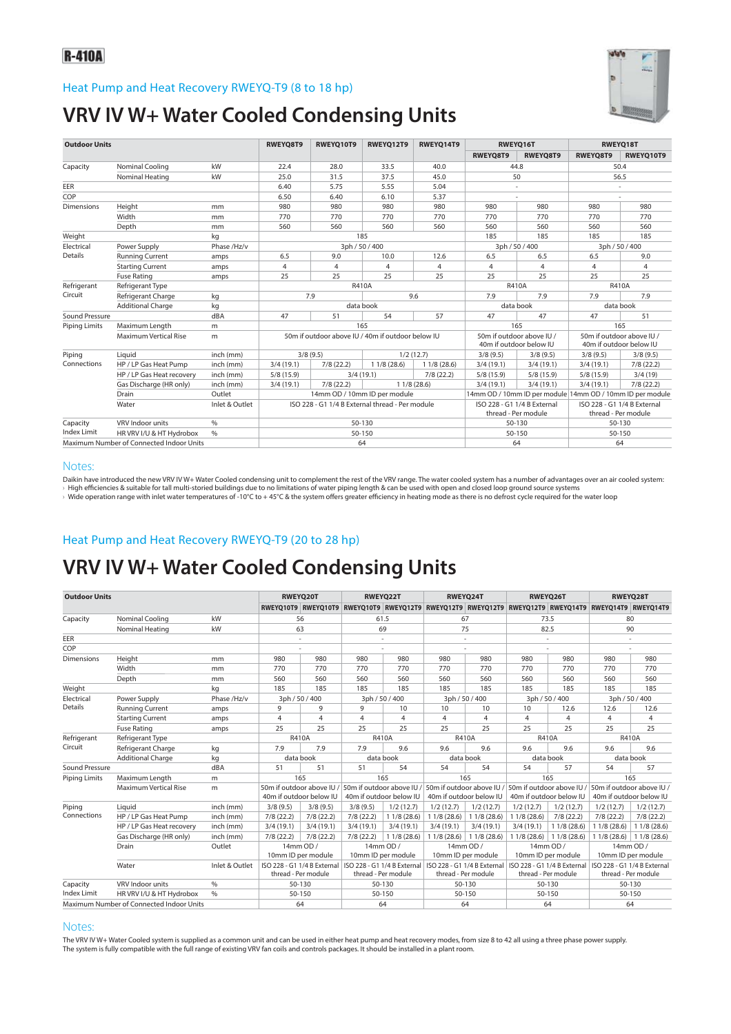**R-410A**

## Heat Pump and Heat Recovery RWEYQ-T9 (8 to 18 hp)

# VRV IV W+ Water Cooled Condensing Units

| Outdoor Units | | | RWEYQ8T9 | RWEYQ10T9 | RWEYQ12T9 | RWEYQ14T9 | RWEYQ16T | | RWEYQ18T | |
|---|---|---|---|---|---|---|---|---|---|---|
| | | | | | | | RWEYQ8T9 | RWEYQ8T9 | RWEYQ8T9 | RWEYQ10T9 |
| Capacity | Nominal Cooling | kW | 22.4 | 28.0 | 33.5 | 40.0 | 44.8 | | 50.4 | |
| | Nominal Heating | kW | 25.0 | 31.5 | 37.5 | 45.0 | 50 | | 56.5 | |
| EER | | | 6.40 | 5.75 | 5.55 | 5.04 | - | | - | |
| COP | | | 6.50 | 6.40 | 6.10 | 5.37 | - | | - | |
| Dimensions | Height | mm | 980 | 980 | 980 | 980 | 980 | 980 | 980 | 980 |
| | Width | mm | 770 | 770 | 770 | 770 | 770 | 770 | 770 | 770 |
| | Depth | mm | 560 | 560 | 560 | 560 | 560 | 560 | 560 | 560 |
| Weight | | kg | 185 | | | | 185 | 185 | 185 | 185 |
| Electrical Details | Power Supply | Phase /Hz/v | 3ph / 50 / 400 | | | | 3ph / 50 / 400 | | 3ph / 50 / 400 | |
| | Running Current | amps | 6.5 | 9.0 | 10.0 | 12.6 | 6.5 | 6.5 | 6.5 | 9.0 |
| | Starting Current | amps | 4 | 4 | 4 | 4 | 4 | 4 | 4 | 4 |
| | Fuse Rating | amps | 25 | 25 | 25 | 25 | 25 | 25 | 25 | 25 |
| Refrigerant Circuit | Refrigerant Type | | R410A | | | | R410A | | R410A | |
| | Refrigerant Charge | kg | 7.9 | | 9.6 | | 7.9 | 7.9 | 7.9 | 7.9 |
| | Additional Charge | kg | data book | | | | data book | | data book | |
| Sound Pressure | | dBA | 47 | 51 | 54 | 57 | 47 | 47 | 47 | 51 |
| Piping Limits | Maximum Length | m | 165 | | | | 165 | | 165 | |
| | Maximum Vertical Rise | m | 50m if outdoor above IU / 40m if outdoor below IU | | | | 50m if outdoor above IU / 40m if outdoor below IU | | 50m if outdoor above IU / 40m if outdoor below IU | |
| Piping Connections | Liquid | inch (mm) | 3/8 (9.5) | | 1/2 (12.7) | | 3/8 (9.5) | 3/8 (9.5) | 3/8 (9.5) | 3/8 (9.5) |
| | HP / LP Gas Heat Pump | inch (mm) | 3/4 (19.1) | 7/8 (22.2) | 1 1/8 (28.6) | 1 1/8 (28.6) | 3/4 (19.1) | 3/4 (19.1) | 3/4 (19.1) | 7/8 (22.2) |
| | HP / LP Gas Heat recovery | inch (mm) | 5/8 (15.9) | 3/4 (19.1) | | 7/8 (22.2) | 5/8 (15.9) | 5/8 (15.9) | 5/8 (15.9) | 3/4 (19) |
| | Gas Discharge (HR only) | inch (mm) | 3/4 (19.1) | 7/8 (22.2) | 1 1/8 (28.6) | | 3/4 (19.1) | 3/4 (19.1) | 3/4 (19.1) | 7/8 (22.2) |
| | Drain | Outlet | 14mm OD / 10mm ID per module | | | | 14mm OD / 10mm ID per module | | 14mm OD / 10mm ID per module | |
| | Water | Inlet & Outlet | ISO 228 - G1 1/4 B External thread - Per module | | | | ISO 228 - G1 1/4 B External thread - Per module | | ISO 228 - G1 1/4 B External thread - Per module | |
| Capacity Index Limit | VRV Indoor units | % | 50-130 | | | | 50-130 | | 50-130 | |
| | HR VRV I/U & HT Hydrobox | % | 50-150 | | | | 50-150 | | 50-150 | |
| Maximum Number of Connected Indoor Units | | | 64 | | | | 64 | | 64 | |

## Notes:

Daikin have introduced the new VRV IV W+ Water Cooled condensing unit to complement the rest of the VRV range. The water cooled system has a number of advantages over an air cooled system:

- High efficiencies & suitable for tall multi-storied buildings due to no limitations of water piping length & can be used with open and closed loop ground source systems
- Wide operation range with inlet water temperatures of -10°C to + 45°C & the system offers greater efficiency in heating mode as there is no defrost cycle required for the water loop

## Heat Pump and Heat Recovery RWEYQ-T9 (20 to 28 hp)

# VRV IV W+ Water Cooled Condensing Units

| Outdoor Units | | | RWEYQ20T | | RWEYQ22T | | RWEYQ24T | | RWEYQ26T | | RWEYQ28T | |
|---|---|---|---|---|---|---|---|---|---|---|---|---|
| | | | RWEYQ10T9 | RWEYQ10T9 | RWEYQ10T9 | RWEYQ12T9 | RWEYQ12T9 | RWEYQ12T9 | RWEYQ12T9 | RWEYQ14T9 | RWEYQ14T9 | RWEYQ14T9 |
| Capacity | Nominal Cooling | kW | 56 | | 61.5 | | 67 | | 73.5 | | 80 | |
| | Nominal Heating | kW | 63 | | 69 | | 75 | | 82.5 | | 90 | |
| EER | | | - | | - | | - | | - | | - | |
| COP | | | - | | - | | - | | - | | - | |
| Dimensions | Height | mm | 980 | 980 | 980 | 980 | 980 | 980 | 980 | 980 | 980 | 980 |
| | Width | mm | 770 | 770 | 770 | 770 | 770 | 770 | 770 | 770 | 770 | 770 |
| | Depth | mm | 560 | 560 | 560 | 560 | 560 | 560 | 560 | 560 | 560 | 560 |
| Weight | | kg | 185 | 185 | 185 | 185 | 185 | 185 | 185 | 185 | 185 | 185 |
| Electrical Details | Power Supply | Phase /Hz/v | 3ph / 50 / 400 | | 3ph / 50 / 400 | | 3ph / 50 / 400 | | 3ph / 50 / 400 | | 3ph / 50 / 400 | |
| | Running Current | amps | 9 | 9 | 9 | 10 | 10 | 10 | 10 | 12.6 | 12.6 | 12.6 |
| | Starting Current | amps | 4 | 4 | 4 | 4 | 4 | 4 | 4 | 4 | 4 | 4 |
| | Fuse Rating | amps | 25 | 25 | 25 | 25 | 25 | 25 | 25 | 25 | 25 | 25 |
| Refrigerant Circuit | Refrigerant Type | | R410A | | R410A | | R410A | | R410A | | R410A | |
| | Refrigerant Charge | kg | 7.9 | 7.9 | 7.9 | 9.6 | 9.6 | 9.6 | 9.6 | 9.6 | 9.6 | 9.6 |
| | Additional Charge | kg | data book | | data book | | data book | | data book | | data book | |
| Sound Pressure | | dBA | 51 | 51 | 51 | 54 | 54 | 54 | 54 | 57 | 54 | 57 |
| Piping Limits | Maximum Length | m | 165 | | 165 | | 165 | | 165 | | 165 | |
| | Maximum Vertical Rise | m | 50m if outdoor above IU / 40m if outdoor below IU | | 50m if outdoor above IU / 40m if outdoor below IU | | 50m if outdoor above IU / 40m if outdoor below IU | | 50m if outdoor above IU / 40m if outdoor below IU | | 50m if outdoor above IU / 40m if outdoor below IU | |
| Piping Connections | Liquid | inch (mm) | 3/8 (9.5) | 3/8 (9.5) | 3/8 (9.5) | 1/2 (12.7) | 1/2 (12.7) | 1/2 (12.7) | 1/2 (12.7) | 1/2 (12.7) | 1/2 (12.7) | 1/2 (12.7) |
| | HP / LP Gas Heat Pump | inch (mm) | 7/8 (22.2) | 7/8 (22.2) | 7/8 (22.2) | 1 1/8 (28.6) | 1 1/8 (28.6) | 1 1/8 (28.6) | 1 1/8 (28.6) | 7/8 (22.2) | 7/8 (22.2) | 7/8 (22.2) |
| | HP / LP Gas Heat recovery | inch (mm) | 3/4 (19.1) | 3/4 (19.1) | 3/4 (19.1) | 3/4 (19.1) | 3/4 (19.1) | 3/4 (19.1) | 3/4 (19.1) | 1 1/8 (28.6) | 1 1/8 (28.6) | 1 1/8 (28.6) |
| | Gas Discharge (HR only) | inch (mm) | 7/8 (22.2) | 7/8 (22.2) | 7/8 (22.2) | 1 1/8 (28.6) | 1 1/8 (28.6) | 1 1/8 (28.6) | 1 1/8 (28.6) | 1 1/8 (28.6) | 1 1/8 (28.6) | 1 1/8 (28.6) |
| | Drain | Outlet | 14mm OD / 10mm ID per module | | 14mm OD / 10mm ID per module | | 14mm OD / 10mm ID per module | | 14mm OD / 10mm ID per module | | 14mm OD / 10mm ID per module | |
| | Water | Inlet & Outlet | ISO 228 - G1 1/4 B External thread - Per module | | ISO 228 - G1 1/4 B External thread - Per module | | ISO 228 - G1 1/4 B External thread - Per module | | ISO 228 - G1 1/4 B External thread - Per module | | ISO 228 - G1 1/4 B External thread - Per module | |
| Capacity Index Limit | VRV Indoor units | % | 50-130 | | 50-130 | | 50-130 | | 50-130 | | 50-130 | |
| | HR VRV I/U & HT Hydrobox | % | 50-150 | | 50-150 | | 50-150 | | 50-150 | | 50-150 | |
| Maximum Number of Connected Indoor Units | | | 64 | | 64 | | 64 | | 64 | | 64 | |

## Notes:

The VRV IV W+ Water Cooled system is supplied as a common unit and can be used in either heat pump and heat recovery modes, from size 8 to 42 all using a three phase power supply.
The system is fully compatible with the full range of existing VRV fan coils and controls packages. It should be installed in a plant room.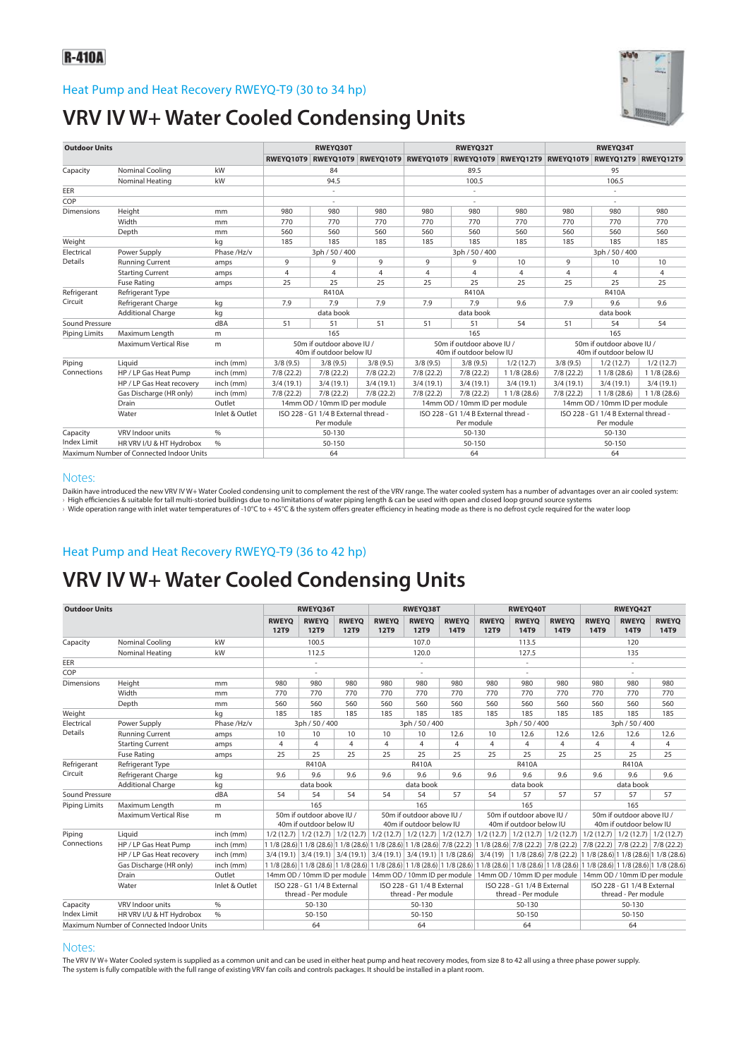R-410A

## Heat Pump and Heat Recovery RWEYQ-T9 (30 to 34 hp)

# VRV IV W+ Water Cooled Condensing Units

| Outdoor Units | | | RWEYQ30T | | | RWEYQ32T | | | RWEYQ34T | | |
|---|---|---|---|---|---|---|---|---|---|---|---|
| | | | RWEYQ10T9 | RWEYQ10T9 | RWEYQ10T9 | RWEYQ10T9 | RWEYQ10T9 | RWEYQ12T9 | RWEYQ10T9 | RWEYQ12T9 | RWEYQ12T9 |
| Capacity | Nominal Cooling | kW | 84 | | | 89.5 | | | 95 | | |
| | Nominal Heating | kW | 94.5 | | | 100.5 | | | 106.5 | | |
| EER | | | - | | | - | | | - | | |
| COP | | | - | | | - | | | - | | |
| Dimensions | Height | mm | 980 | 980 | 980 | 980 | 980 | 980 | 980 | 980 | 980 |
| | Width | mm | 770 | 770 | 770 | 770 | 770 | 770 | 770 | 770 | 770 |
| | Depth | mm | 560 | 560 | 560 | 560 | 560 | 560 | 560 | 560 | 560 |
| Weight | | kg | 185 | 185 | 185 | 185 | 185 | 185 | 185 | 185 | 185 |
| Electrical Details | Power Supply | Phase /Hz/v | 3ph / 50 / 400 | | | 3ph / 50 / 400 | | | 3ph / 50 / 400 | | |
| | Running Current | amps | 9 | 9 | 9 | 9 | 9 | 10 | 9 | 10 | 10 |
| | Starting Current | amps | 4 | 4 | 4 | 4 | 4 | 4 | 4 | 4 | 4 |
| | Fuse Rating | amps | 25 | 25 | 25 | 25 | 25 | 25 | 25 | 25 | 25 |
| Refrigerant Circuit | Refrigerant Type | | R410A | | | R410A | | | R410A | | |
| | Refrigerant Charge | kg | 7.9 | 7.9 | 7.9 | 7.9 | 7.9 | 9.6 | 7.9 | 9.6 | 9.6 |
| | Additional Charge | kg | data book | | | data book | | | data book | | |
| Sound Pressure | | dBA | 51 | 51 | 51 | 51 | 51 | 54 | 51 | 54 | 54 |
| Piping Limits | Maximum Length | m | 165 | | | 165 | | | 165 | | |
| | Maximum Vertical Rise | m | 50m if outdoor above IU / 40m if outdoor below IU | | | 50m if outdoor above IU / 40m if outdoor below IU | | | 50m if outdoor above IU / 40m if outdoor below IU | | |
| Piping Connections | Liquid | inch (mm) | 3/8 (9.5) | 3/8 (9.5) | 3/8 (9.5) | 3/8 (9.5) | 3/8 (9.5) | 1/2 (12.7) | 3/8 (9.5) | 1/2 (12.7) | 1/2 (12.7) |
| | HP / LP Gas Heat Pump | inch (mm) | 7/8 (22.2) | 7/8 (22.2) | 7/8 (22.2) | 7/8 (22.2) | 7/8 (22.2) | 1 1/8 (28.6) | 7/8 (22.2) | 1 1/8 (28.6) | 1 1/8 (28.6) |
| | HP / LP Gas Heat recovery | inch (mm) | 3/4 (19.1) | 3/4 (19.1) | 3/4 (19.1) | 3/4 (19.1) | 3/4 (19.1) | 3/4 (19.1) | 3/4 (19.1) | 3/4 (19.1) | 3/4 (19.1) |
| | Gas Discharge (HR only) | inch (mm) | 7/8 (22.2) | 7/8 (22.2) | 7/8 (22.2) | 7/8 (22.2) | 7/8 (22.2) | 1 1/8 (28.6) | 7/8 (22.2) | 1 1/8 (28.6) | 1 1/8 (28.6) |
| | Drain | Outlet | 14mm OD / 10mm ID per module | | | 14mm OD / 10mm ID per module | | | 14mm OD / 10mm ID per module | | |
| | Water | Inlet & Outlet | ISO 228 - G1 1/4 B External thread - Per module | | | ISO 228 - G1 1/4 B External thread - Per module | | | ISO 228 - G1 1/4 B External thread - Per module | | |
| Capacity Index Limit | VRV Indoor units | % | 50-130 | | | 50-130 | | | 50-130 | | |
| | HR VRV I/U & HT Hydrobox | % | 50-150 | | | 50-150 | | | 50-150 | | |
| Maximum Number of Connected Indoor Units | | | 64 | | | 64 | | | 64 | | |

Notes:

Daikin have introduced the new VRV IV W+ Water Cooled condensing unit to complement the rest of the VRV range. The water cooled system has a number of advantages over an air cooled system:

› High efficiencies & suitable for tall multi-storied buildings due to no limitations of water piping length & can be used with open and closed loop ground source systems
› Wide operation range with inlet water temperatures of -10°C to + 45°C & the system offers greater efficiency in heating mode as there is no defrost cycle required for the water loop

## Heat Pump and Heat Recovery RWEYQ-T9 (36 to 42 hp)

# VRV IV W+ Water Cooled Condensing Units

| Outdoor Units | | | RWEYQ36T | | | RWEYQ38T | | | RWEYQ40T | | | RWEYQ42T | | |
|---|---|---|---|---|---|---|---|---|---|---|---|---|---|---|
| | | | RWEYQ 12T9 | RWEYQ 12T9 | RWEYQ 12T9 | RWEYQ 12T9 | RWEYQ 12T9 | RWEYQ 14T9 | RWEYQ 12T9 | RWEYQ 14T9 | RWEYQ 14T9 | RWEYQ 14T9 | RWEYQ 14T9 | RWEYQ 14T9 |
| Capacity | Nominal Cooling | kW | 100.5 | | | 107.0 | | | 113.5 | | | 120 | | |
| | Nominal Heating | kW | 112.5 | | | 120.0 | | | 127.5 | | | 135 | | |
| EER | | | - | | | - | | | - | | | - | | |
| COP | | | - | | | - | | | - | | | - | | |
| Dimensions | Height | mm | 980 | 980 | 980 | 980 | 980 | 980 | 980 | 980 | 980 | 980 | 980 | 980 |
| | Width | mm | 770 | 770 | 770 | 770 | 770 | 770 | 770 | 770 | 770 | 770 | 770 | 770 |
| | Depth | mm | 560 | 560 | 560 | 560 | 560 | 560 | 560 | 560 | 560 | 560 | 560 | 560 |
| Weight | | kg | 185 | 185 | 185 | 185 | 185 | 185 | 185 | 185 | 185 | 185 | 185 | 185 |
| Electrical Details | Power Supply | Phase /Hz/v | 3ph / 50 / 400 | | | 3ph / 50 / 400 | | | 3ph / 50 / 400 | | | 3ph / 50 / 400 | | |
| | Running Current | amps | 10 | 10 | 10 | 10 | 10 | 12.6 | 10 | 12.6 | 12.6 | 12.6 | 12.6 | 12.6 |
| | Starting Current | amps | 4 | 4 | 4 | 4 | 4 | 4 | 4 | 4 | 4 | 4 | 4 | 4 |
| | Fuse Rating | amps | 25 | 25 | 25 | 25 | 25 | 25 | 25 | 25 | 25 | 25 | 25 | 25 |
| Refrigerant Circuit | Refrigerant Type | | R410A | | | R410A | | | R410A | | | R410A | | |
| | Refrigerant Charge | kg | 9.6 | 9.6 | 9.6 | 9.6 | 9.6 | 9.6 | 9.6 | 9.6 | 9.6 | 9.6 | 9.6 | 9.6 |
| | Additional Charge | kg | data book | | | data book | | | data book | | | data book | | |
| Sound Pressure | | dBA | 54 | 54 | 54 | 54 | 54 | 57 | 54 | 57 | 57 | 57 | 57 | 57 |
| Piping Limits | Maximum Length | m | 165 | | | 165 | | | 165 | | | 165 | | |
| | Maximum Vertical Rise | m | 50m if outdoor above IU / 40m if outdoor below IU | | | 50m if outdoor above IU / 40m if outdoor below IU | | | 50m if outdoor above IU / 40m if outdoor below IU | | | 50m if outdoor above IU / 40m if outdoor below IU | | |
| Piping Connections | Liquid | inch (mm) | 1/2 (12.7) | 1/2 (12.7) | 1/2 (12.7) | 1/2 (12.7) | 1/2 (12.7) | 1/2 (12.7) | 1/2 (12.7) | 1/2 (12.7) | 1/2 (12.7) | 1/2 (12.7) | 1/2 (12.7) | 1/2 (12.7) |
| | HP / LP Gas Heat Pump | inch (mm) | 1 1/8 (28.6) | 1 1/8 (28.6) | 1 1/8 (28.6) | 1 1/8 (28.6) | 1 1/8 (28.6) | 7/8 (22.2) | 1 1/8 (28.6) | 7/8 (22.2) | 7/8 (22.2) | 7/8 (22.2) | 7/8 (22.2) | 7/8 (22.2) |
| | HP / LP Gas Heat recovery | inch (mm) | 3/4 (19.1) | 3/4 (19.1) | 3/4 (19.1) | 3/4 (19.1) | 3/4 (19.1) | 1 1/8 (28.6) | 3/4 (19) | 1 1/8 (28.6) | 7/8 (22.2) | 1 1/8 (28.6) | 1 1/8 (28.6) | 1 1/8 (28.6) |
| | Gas Discharge (HR only) | inch (mm) | 1 1/8 (28.6) | 1 1/8 (28.6) | 1 1/8 (28.6) | 1 1/8 (28.6) | 1 1/8 (28.6) | 1 1/8 (28.6) | 1 1/8 (28.6) | 1 1/8 (28.6) | 1 1/8 (28.6) | 1 1/8 (28.6) | 1 1/8 (28.6) | 1 1/8 (28.6) |
| | Drain | Outlet | 14mm OD / 10mm ID per module | | | 14mm OD / 10mm ID per module | | | 14mm OD / 10mm ID per module | | | 14mm OD / 10mm ID per module | | |
| | Water | Inlet & Outlet | ISO 228 - G1 1/4 B External thread - Per module | | | ISO 228 - G1 1/4 B External thread - Per module | | | ISO 228 - G1 1/4 B External thread - Per module | | | ISO 228 - G1 1/4 B External thread - Per module | | |
| Capacity Index Limit | VRV Indoor units | % | 50-130 | | | 50-130 | | | 50-130 | | | 50-130 | | |
| | HR VRV I/U & HT Hydrobox | % | 50-150 | | | 50-150 | | | 50-150 | | | 50-150 | | |
| Maximum Number of Connected Indoor Units | | | 64 | | | 64 | | | 64 | | | 64 | | |

Notes:

The VRV IV W+ Water Cooled system is supplied as a common unit and can be used in either heat pump and heat recovery modes, from size 8 to 42 all using a three phase power supply.
The system is fully compatible with the full range of existing VRV fan coils and controls packages. It should be installed in a plant room.